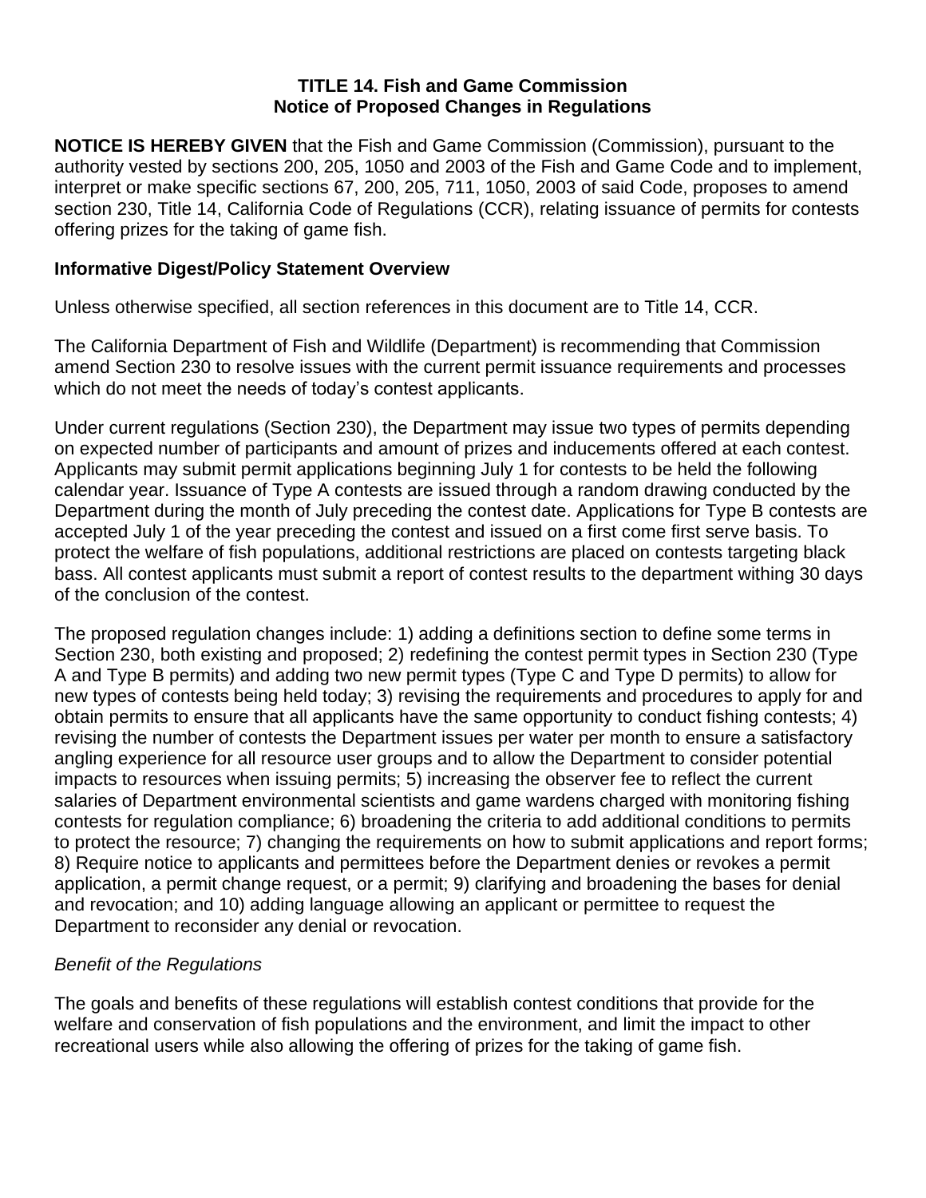**TITLE 14. Fish and Game Commission**
**Notice of Proposed Changes in Regulations**

**NOTICE IS HEREBY GIVEN** that the Fish and Game Commission (Commission), pursuant to the authority vested by sections 200, 205, 1050 and 2003 of the Fish and Game Code and to implement, interpret or make specific sections 67, 200, 205, 711, 1050, 2003 of said Code, proposes to amend section 230, Title 14, California Code of Regulations (CCR), relating issuance of permits for contests offering prizes for the taking of game fish.

**Informative Digest/Policy Statement Overview**

Unless otherwise specified, all section references in this document are to Title 14, CCR.

The California Department of Fish and Wildlife (Department) is recommending that Commission amend Section 230 to resolve issues with the current permit issuance requirements and processes which do not meet the needs of today's contest applicants.

Under current regulations (Section 230), the Department may issue two types of permits depending on expected number of participants and amount of prizes and inducements offered at each contest. Applicants may submit permit applications beginning July 1 for contests to be held the following calendar year. Issuance of Type A contests are issued through a random drawing conducted by the Department during the month of July preceding the contest date. Applications for Type B contests are accepted July 1 of the year preceding the contest and issued on a first come first serve basis. To protect the welfare of fish populations, additional restrictions are placed on contests targeting black bass. All contest applicants must submit a report of contest results to the department withing 30 days of the conclusion of the contest.

The proposed regulation changes include: 1) adding a definitions section to define some terms in Section 230, both existing and proposed; 2) redefining the contest permit types in Section 230 (Type A and Type B permits) and adding two new permit types (Type C and Type D permits) to allow for new types of contests being held today; 3) revising the requirements and procedures to apply for and obtain permits to ensure that all applicants have the same opportunity to conduct fishing contests; 4) revising the number of contests the Department issues per water per month to ensure a satisfactory angling experience for all resource user groups and to allow the Department to consider potential impacts to resources when issuing permits; 5) increasing the observer fee to reflect the current salaries of Department environmental scientists and game wardens charged with monitoring fishing contests for regulation compliance; 6) broadening the criteria to add additional conditions to permits to protect the resource; 7) changing the requirements on how to submit applications and report forms; 8) Require notice to applicants and permittees before the Department denies or revokes a permit application, a permit change request, or a permit; 9) clarifying and broadening the bases for denial and revocation; and 10) adding language allowing an applicant or permittee to request the Department to reconsider any denial or revocation.

*Benefit of the Regulations*

The goals and benefits of these regulations will establish contest conditions that provide for the welfare and conservation of fish populations and the environment, and limit the impact to other recreational users while also allowing the offering of prizes for the taking of game fish.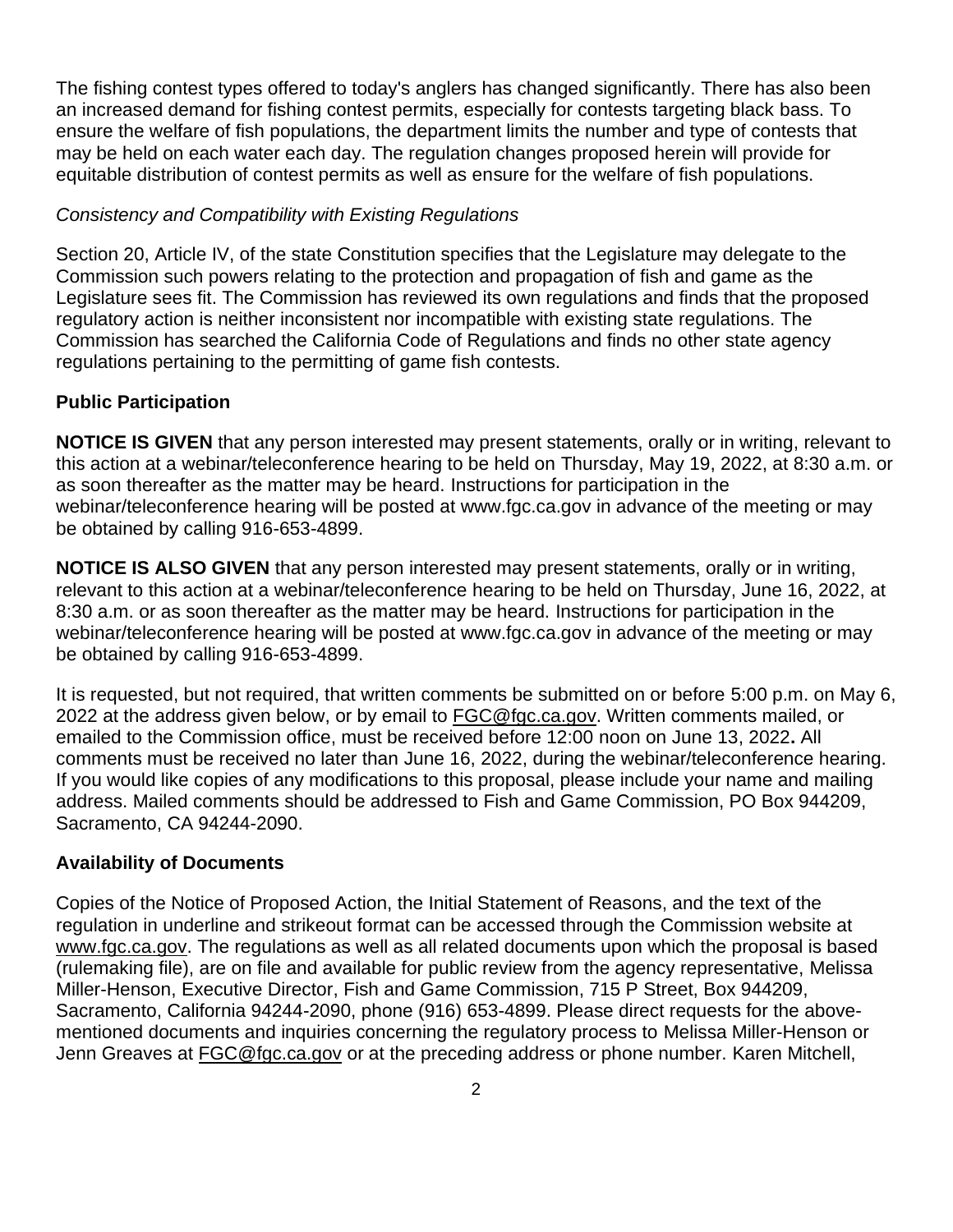The fishing contest types offered to today's anglers has changed significantly. There has also been an increased demand for fishing contest permits, especially for contests targeting black bass. To ensure the welfare of fish populations, the department limits the number and type of contests that may be held on each water each day. The regulation changes proposed herein will provide for equitable distribution of contest permits as well as ensure for the welfare of fish populations.

*Consistency and Compatibility with Existing Regulations*

Section 20, Article IV, of the state Constitution specifies that the Legislature may delegate to the Commission such powers relating to the protection and propagation of fish and game as the Legislature sees fit. The Commission has reviewed its own regulations and finds that the proposed regulatory action is neither inconsistent nor incompatible with existing state regulations. The Commission has searched the California Code of Regulations and finds no other state agency regulations pertaining to the permitting of game fish contests.

## Public Participation

**NOTICE IS GIVEN** that any person interested may present statements, orally or in writing, relevant to this action at a webinar/teleconference hearing to be held on Thursday, May 19, 2022, at 8:30 a.m. or as soon thereafter as the matter may be heard. Instructions for participation in the webinar/teleconference hearing will be posted at www.fgc.ca.gov in advance of the meeting or may be obtained by calling 916-653-4899.

**NOTICE IS ALSO GIVEN** that any person interested may present statements, orally or in writing, relevant to this action at a webinar/teleconference hearing to be held on Thursday, June 16, 2022, at 8:30 a.m. or as soon thereafter as the matter may be heard. Instructions for participation in the webinar/teleconference hearing will be posted at www.fgc.ca.gov in advance of the meeting or may be obtained by calling 916-653-4899.

It is requested, but not required, that written comments be submitted on or before 5:00 p.m. on May 6, 2022 at the address given below, or by email to FGC@fgc.ca.gov. Written comments mailed, or emailed to the Commission office, must be received before 12:00 noon on June 13, 2022**.** All comments must be received no later than June 16, 2022, during the webinar/teleconference hearing. If you would like copies of any modifications to this proposal, please include your name and mailing address. Mailed comments should be addressed to Fish and Game Commission, PO Box 944209, Sacramento, CA 94244-2090.

## Availability of Documents

Copies of the Notice of Proposed Action, the Initial Statement of Reasons, and the text of the regulation in underline and strikeout format can be accessed through the Commission website at www.fgc.ca.gov. The regulations as well as all related documents upon which the proposal is based (rulemaking file), are on file and available for public review from the agency representative, Melissa Miller-Henson, Executive Director, Fish and Game Commission, 715 P Street, Box 944209, Sacramento, California 94244-2090, phone (916) 653-4899. Please direct requests for the above-mentioned documents and inquiries concerning the regulatory process to Melissa Miller-Henson or Jenn Greaves at FGC@fgc.ca.gov or at the preceding address or phone number. Karen Mitchell,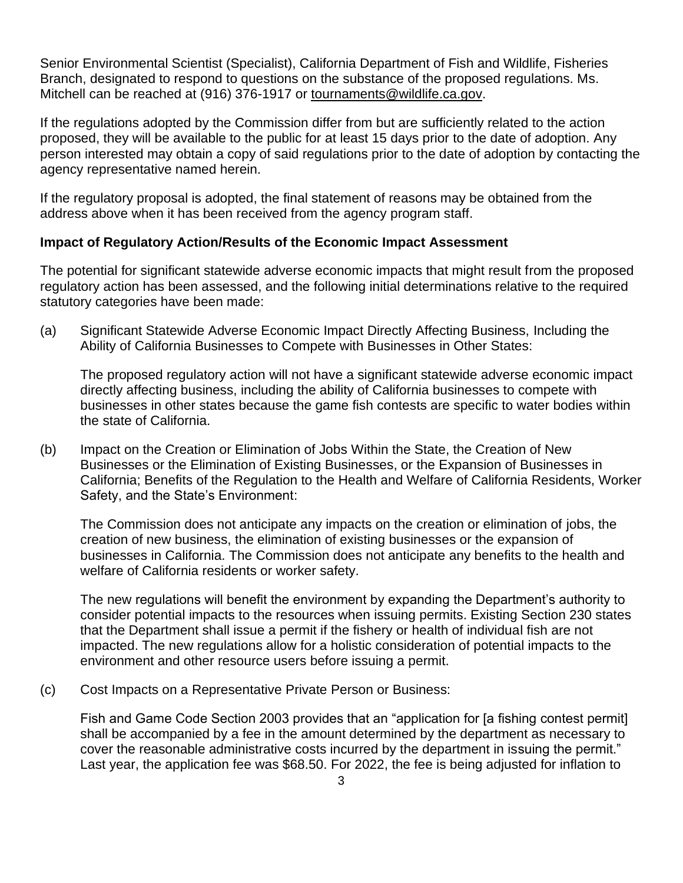Senior Environmental Scientist (Specialist), California Department of Fish and Wildlife, Fisheries Branch, designated to respond to questions on the substance of the proposed regulations. Ms. Mitchell can be reached at (916) 376-1917 or tournaments@wildlife.ca.gov.

If the regulations adopted by the Commission differ from but are sufficiently related to the action proposed, they will be available to the public for at least 15 days prior to the date of adoption. Any person interested may obtain a copy of said regulations prior to the date of adoption by contacting the agency representative named herein.

If the regulatory proposal is adopted, the final statement of reasons may be obtained from the address above when it has been received from the agency program staff.

**Impact of Regulatory Action/Results of the Economic Impact Assessment**

The potential for significant statewide adverse economic impacts that might result from the proposed regulatory action has been assessed, and the following initial determinations relative to the required statutory categories have been made:

(a) Significant Statewide Adverse Economic Impact Directly Affecting Business, Including the Ability of California Businesses to Compete with Businesses in Other States:

The proposed regulatory action will not have a significant statewide adverse economic impact directly affecting business, including the ability of California businesses to compete with businesses in other states because the game fish contests are specific to water bodies within the state of California.

(b) Impact on the Creation or Elimination of Jobs Within the State, the Creation of New Businesses or the Elimination of Existing Businesses, or the Expansion of Businesses in California; Benefits of the Regulation to the Health and Welfare of California Residents, Worker Safety, and the State's Environment:

The Commission does not anticipate any impacts on the creation or elimination of jobs, the creation of new business, the elimination of existing businesses or the expansion of businesses in California. The Commission does not anticipate any benefits to the health and welfare of California residents or worker safety.

The new regulations will benefit the environment by expanding the Department's authority to consider potential impacts to the resources when issuing permits. Existing Section 230 states that the Department shall issue a permit if the fishery or health of individual fish are not impacted. The new regulations allow for a holistic consideration of potential impacts to the environment and other resource users before issuing a permit.

(c) Cost Impacts on a Representative Private Person or Business:

Fish and Game Code Section 2003 provides that an "application for [a fishing contest permit] shall be accompanied by a fee in the amount determined by the department as necessary to cover the reasonable administrative costs incurred by the department in issuing the permit." Last year, the application fee was $68.50. For 2022, the fee is being adjusted for inflation to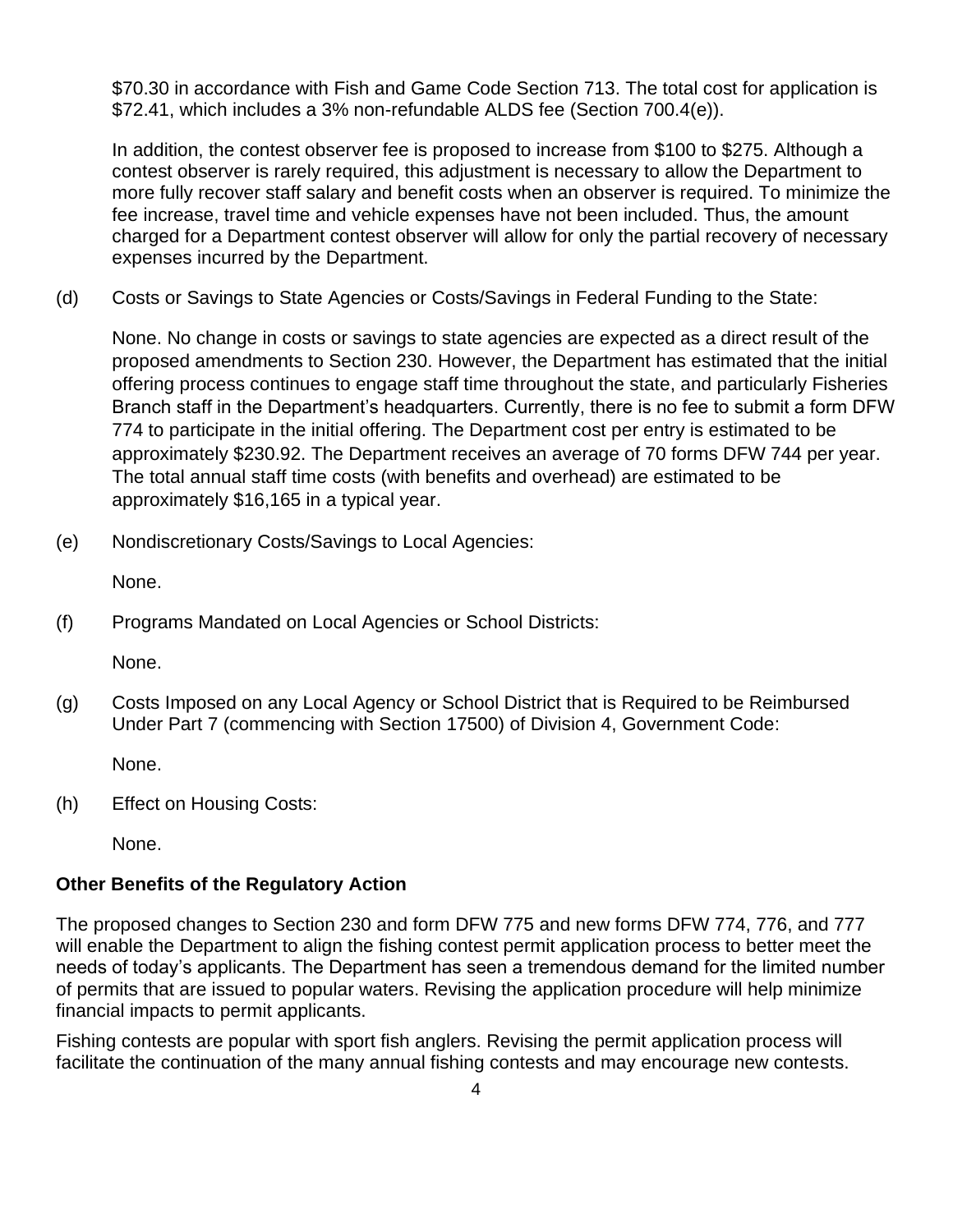$70.30 in accordance with Fish and Game Code Section 713. The total cost for application is $72.41, which includes a 3% non-refundable ALDS fee (Section 700.4(e)).

In addition, the contest observer fee is proposed to increase from $100 to $275. Although a contest observer is rarely required, this adjustment is necessary to allow the Department to more fully recover staff salary and benefit costs when an observer is required. To minimize the fee increase, travel time and vehicle expenses have not been included. Thus, the amount charged for a Department contest observer will allow for only the partial recovery of necessary expenses incurred by the Department.

(d) Costs or Savings to State Agencies or Costs/Savings in Federal Funding to the State:

None. No change in costs or savings to state agencies are expected as a direct result of the proposed amendments to Section 230. However, the Department has estimated that the initial offering process continues to engage staff time throughout the state, and particularly Fisheries Branch staff in the Department's headquarters. Currently, there is no fee to submit a form DFW 774 to participate in the initial offering. The Department cost per entry is estimated to be approximately $230.92. The Department receives an average of 70 forms DFW 744 per year. The total annual staff time costs (with benefits and overhead) are estimated to be approximately $16,165 in a typical year.

(e) Nondiscretionary Costs/Savings to Local Agencies:

None.

(f) Programs Mandated on Local Agencies or School Districts:

None.

(g) Costs Imposed on any Local Agency or School District that is Required to be Reimbursed Under Part 7 (commencing with Section 17500) of Division 4, Government Code:

None.

(h) Effect on Housing Costs:

None.

**Other Benefits of the Regulatory Action**

The proposed changes to Section 230 and form DFW 775 and new forms DFW 774, 776, and 777 will enable the Department to align the fishing contest permit application process to better meet the needs of today's applicants. The Department has seen a tremendous demand for the limited number of permits that are issued to popular waters. Revising the application procedure will help minimize financial impacts to permit applicants.

Fishing contests are popular with sport fish anglers. Revising the permit application process will facilitate the continuation of the many annual fishing contests and may encourage new contests.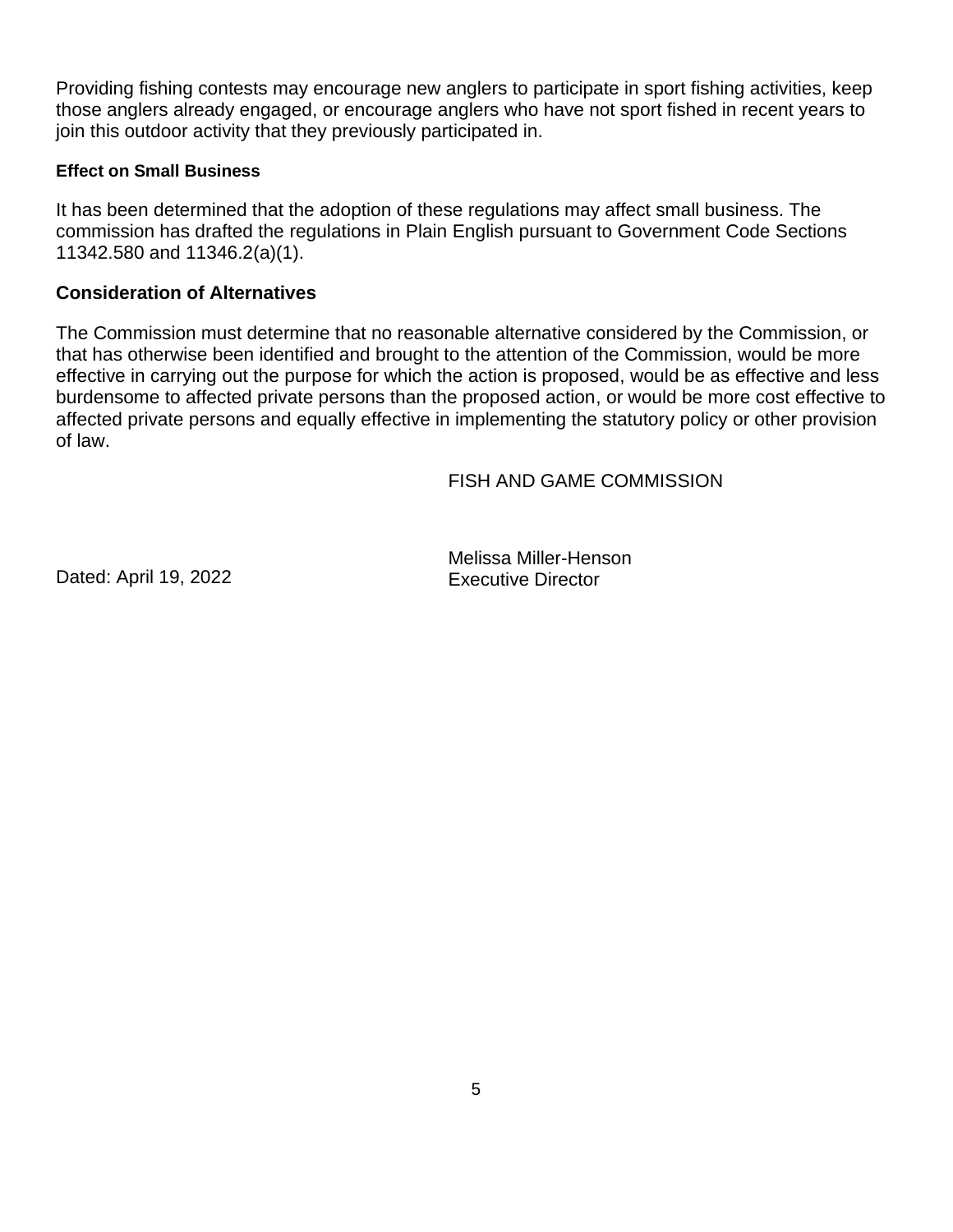Providing fishing contests may encourage new anglers to participate in sport fishing activities, keep those anglers already engaged, or encourage anglers who have not sport fished in recent years to join this outdoor activity that they previously participated in.

#### Effect on Small Business

It has been determined that the adoption of these regulations may affect small business. The commission has drafted the regulations in Plain English pursuant to Government Code Sections 11342.580 and 11346.2(a)(1).

### Consideration of Alternatives

The Commission must determine that no reasonable alternative considered by the Commission, or that has otherwise been identified and brought to the attention of the Commission, would be more effective in carrying out the purpose for which the action is proposed, would be as effective and less burdensome to affected private persons than the proposed action, or would be more cost effective to affected private persons and equally effective in implementing the statutory policy or other provision of law.

FISH AND GAME COMMISSION

Melissa Miller-Henson
Executive Director

Dated: April 19, 2022